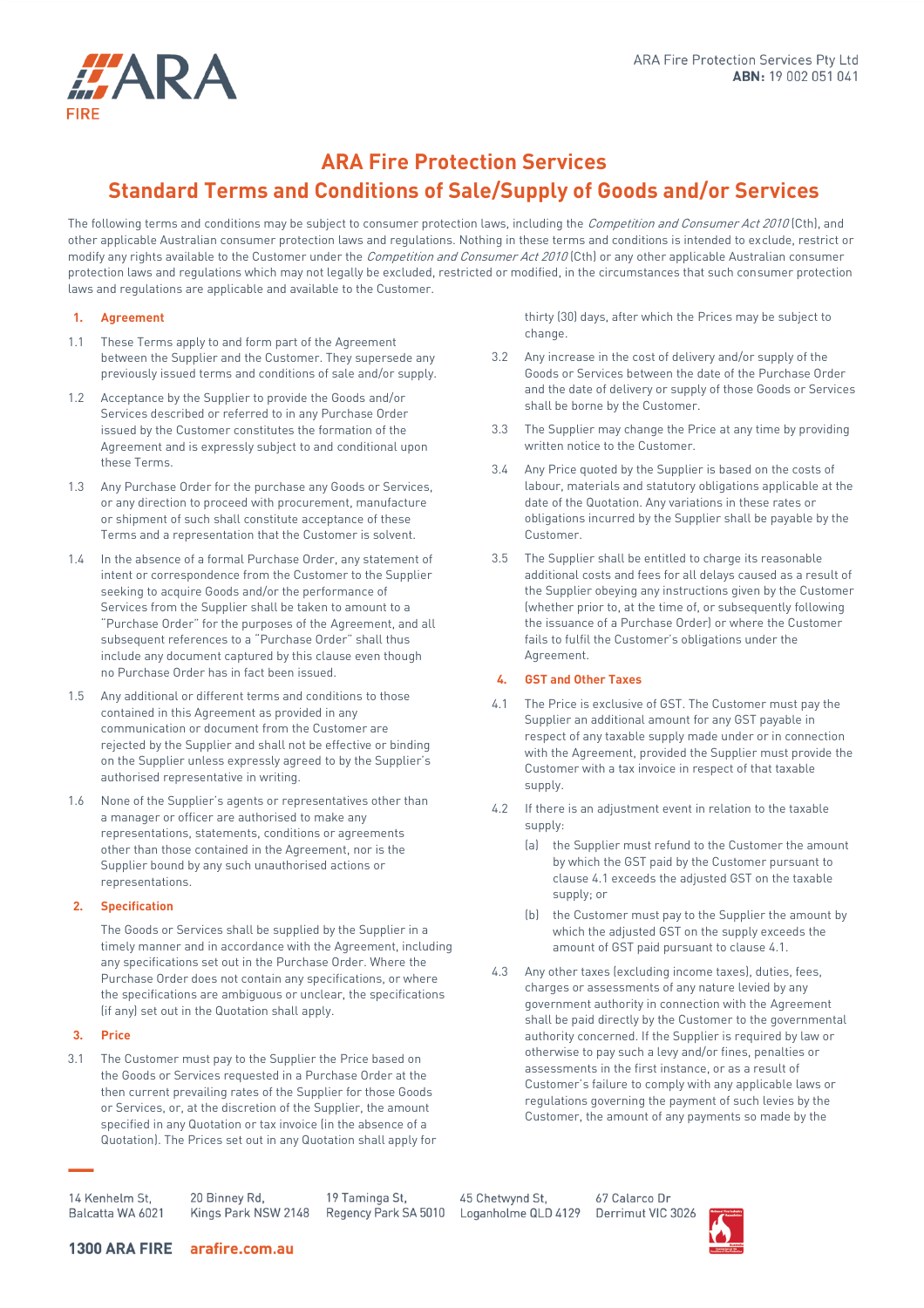ARA Fire Protection Services Pty Ltd
**ABN:** 19 002 051 041

# ARA Fire Protection Services
# Standard Terms and Conditions of Sale/Supply of Goods and/or Services

The following terms and conditions may be subject to consumer protection laws, including the *Competition and Consumer Act 2010* (Cth), and other applicable Australian consumer protection laws and regulations. Nothing in these terms and conditions is intended to exclude, restrict or modify any rights available to the Customer under the *Competition and Consumer Act 2010* (Cth) or any other applicable Australian consumer protection laws and regulations which may not legally be excluded, restricted or modified, in the circumstances that such consumer protection laws and regulations are applicable and available to the Customer.

## 1. Agreement

1.1 These Terms apply to and form part of the Agreement between the Supplier and the Customer. They supersede any previously issued terms and conditions of sale and/or supply.

1.2 Acceptance by the Supplier to provide the Goods and/or Services described or referred to in any Purchase Order issued by the Customer constitutes the formation of the Agreement and is expressly subject to and conditional upon these Terms.

1.3 Any Purchase Order for the purchase any Goods or Services, or any direction to proceed with procurement, manufacture or shipment of such shall constitute acceptance of these Terms and a representation that the Customer is solvent.

1.4 In the absence of a formal Purchase Order, any statement of intent or correspondence from the Customer to the Supplier seeking to acquire Goods and/or the performance of Services from the Supplier shall be taken to amount to a "Purchase Order" for the purposes of the Agreement, and all subsequent references to a "Purchase Order" shall thus include any document captured by this clause even though no Purchase Order has in fact been issued.

1.5 Any additional or different terms and conditions to those contained in this Agreement as provided in any communication or document from the Customer are rejected by the Supplier and shall not be effective or binding on the Supplier unless expressly agreed to by the Supplier's authorised representative in writing.

1.6 None of the Supplier's agents or representatives other than a manager or officer are authorised to make any representations, statements, conditions or agreements other than those contained in the Agreement, nor is the Supplier bound by any such unauthorised actions or representations.

## 2. Specification

The Goods or Services shall be supplied by the Supplier in a timely manner and in accordance with the Agreement, including any specifications set out in the Purchase Order. Where the Purchase Order does not contain any specifications, or where the specifications are ambiguous or unclear, the specifications (if any) set out in the Quotation shall apply.

## 3. Price

3.1 The Customer must pay to the Supplier the Price based on the Goods or Services requested in a Purchase Order at the then current prevailing rates of the Supplier for those Goods or Services, or, at the discretion of the Supplier, the amount specified in any Quotation or tax invoice (in the absence of a Quotation). The Prices set out in any Quotation shall apply for thirty (30) days, after which the Prices may be subject to change.

3.2 Any increase in the cost of delivery and/or supply of the Goods or Services between the date of the Purchase Order and the date of delivery or supply of those Goods or Services shall be borne by the Customer.

3.3 The Supplier may change the Price at any time by providing written notice to the Customer.

3.4 Any Price quoted by the Supplier is based on the costs of labour, materials and statutory obligations applicable at the date of the Quotation. Any variations in these rates or obligations incurred by the Supplier shall be payable by the Customer.

3.5 The Supplier shall be entitled to charge its reasonable additional costs and fees for all delays caused as a result of the Supplier obeying any instructions given by the Customer (whether prior to, at the time of, or subsequently following the issuance of a Purchase Order) or where the Customer fails to fulfil the Customer's obligations under the Agreement.

## 4. GST and Other Taxes

4.1 The Price is exclusive of GST. The Customer must pay the Supplier an additional amount for any GST payable in respect of any taxable supply made under or in connection with the Agreement, provided the Supplier must provide the Customer with a tax invoice in respect of that taxable supply.

4.2 If there is an adjustment event in relation to the taxable supply:

(a) the Supplier must refund to the Customer the amount by which the GST paid by the Customer pursuant to clause 4.1 exceeds the adjusted GST on the taxable supply; or

(b) the Customer must pay to the Supplier the amount by which the adjusted GST on the supply exceeds the amount of GST paid pursuant to clause 4.1.

4.3 Any other taxes (excluding income taxes), duties, fees, charges or assessments of any nature levied by any government authority in connection with the Agreement shall be paid directly by the Customer to the governmental authority concerned. If the Supplier is required by law or otherwise to pay such a levy and/or fines, penalties or assessments in the first instance, or as a result of Customer's failure to comply with any applicable laws or regulations governing the payment of such levies by the Customer, the amount of any payments so made by the

14 Kenhelm St, Balcatta WA 6021 | 20 Binney Rd, Kings Park NSW 2148 | 19 Taminga St, Regency Park SA 5010 | 45 Chetwynd St, Loganholme QLD 4129 | 67 Calarco Dr Derrimut VIC 3026

**1300 ARA FIRE** **arafire.com.au**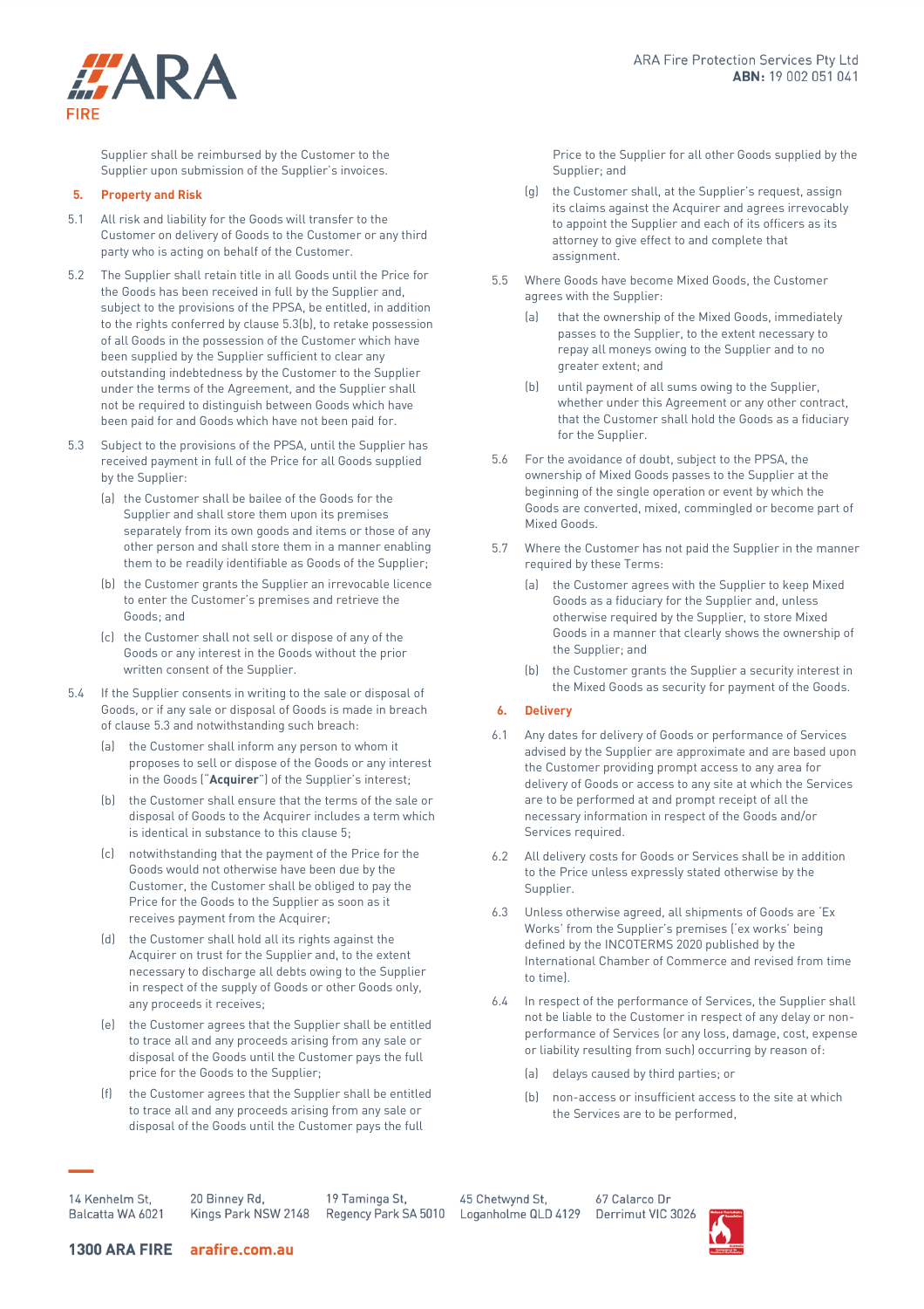Supplier shall be reimbursed by the Customer to the Supplier upon submission of the Supplier's invoices.

## 5. Property and Risk

5.1 All risk and liability for the Goods will transfer to the Customer on delivery of Goods to the Customer or any third party who is acting on behalf of the Customer.

5.2 The Supplier shall retain title in all Goods until the Price for the Goods has been received in full by the Supplier and, subject to the provisions of the PPSA, be entitled, in addition to the rights conferred by clause 5.3(b), to retake possession of all Goods in the possession of the Customer which have been supplied by the Supplier sufficient to clear any outstanding indebtedness by the Customer to the Supplier under the terms of the Agreement, and the Supplier shall not be required to distinguish between Goods which have been paid for and Goods which have not been paid for.

5.3 Subject to the provisions of the PPSA, until the Supplier has received payment in full of the Price for all Goods supplied by the Supplier:

(a) the Customer shall be bailee of the Goods for the Supplier and shall store them upon its premises separately from its own goods and items or those of any other person and shall store them in a manner enabling them to be readily identifiable as Goods of the Supplier;

(b) the Customer grants the Supplier an irrevocable licence to enter the Customer's premises and retrieve the Goods; and

(c) the Customer shall not sell or dispose of any of the Goods or any interest in the Goods without the prior written consent of the Supplier.

5.4 If the Supplier consents in writing to the sale or disposal of Goods, or if any sale or disposal of Goods is made in breach of clause 5.3 and notwithstanding such breach:

(a) the Customer shall inform any person to whom it proposes to sell or dispose of the Goods or any interest in the Goods ("**Acquirer**") of the Supplier's interest;

(b) the Customer shall ensure that the terms of the sale or disposal of Goods to the Acquirer includes a term which is identical in substance to this clause 5;

(c) notwithstanding that the payment of the Price for the Goods would not otherwise have been due by the Customer, the Customer shall be obliged to pay the Price for the Goods to the Supplier as soon as it receives payment from the Acquirer;

(d) the Customer shall hold all its rights against the Acquirer on trust for the Supplier and, to the extent necessary to discharge all debts owing to the Supplier in respect of the supply of Goods or other Goods only, any proceeds it receives;

(e) the Customer agrees that the Supplier shall be entitled to trace all and any proceeds arising from any sale or disposal of the Goods until the Customer pays the full price for the Goods to the Supplier;

(f) the Customer agrees that the Supplier shall be entitled to trace all and any proceeds arising from any sale or disposal of the Goods until the Customer pays the full Price to the Supplier for all other Goods supplied by the Supplier; and

(g) the Customer shall, at the Supplier's request, assign its claims against the Acquirer and agrees irrevocably to appoint the Supplier and each of its officers as its attorney to give effect to and complete that assignment.

5.5 Where Goods have become Mixed Goods, the Customer agrees with the Supplier:

(a) that the ownership of the Mixed Goods, immediately passes to the Supplier, to the extent necessary to repay all moneys owing to the Supplier and to no greater extent; and

(b) until payment of all sums owing to the Supplier, whether under this Agreement or any other contract, that the Customer shall hold the Goods as a fiduciary for the Supplier.

5.6 For the avoidance of doubt, subject to the PPSA, the ownership of Mixed Goods passes to the Supplier at the beginning of the single operation or event by which the Goods are converted, mixed, commingled or become part of Mixed Goods.

5.7 Where the Customer has not paid the Supplier in the manner required by these Terms:

(a) the Customer agrees with the Supplier to keep Mixed Goods as a fiduciary for the Supplier and, unless otherwise required by the Supplier, to store Mixed Goods in a manner that clearly shows the ownership of the Supplier; and

(b) the Customer grants the Supplier a security interest in the Mixed Goods as security for payment of the Goods.

## 6. Delivery

6.1 Any dates for delivery of Goods or performance of Services advised by the Supplier are approximate and are based upon the Customer providing prompt access to any area for delivery of Goods or access to any site at which the Services are to be performed at and prompt receipt of all the necessary information in respect of the Goods and/or Services required.

6.2 All delivery costs for Goods or Services shall be in addition to the Price unless expressly stated otherwise by the Supplier.

6.3 Unless otherwise agreed, all shipments of Goods are 'Ex Works' from the Supplier's premises ('ex works' being defined by the INCOTERMS 2020 published by the International Chamber of Commerce and revised from time to time).

6.4 In respect of the performance of Services, the Supplier shall not be liable to the Customer in respect of any delay or non-performance of Services (or any loss, damage, cost, expense or liability resulting from such) occurring by reason of:

(a) delays caused by third parties; or

(b) non-access or insufficient access to the site at which the Services are to be performed,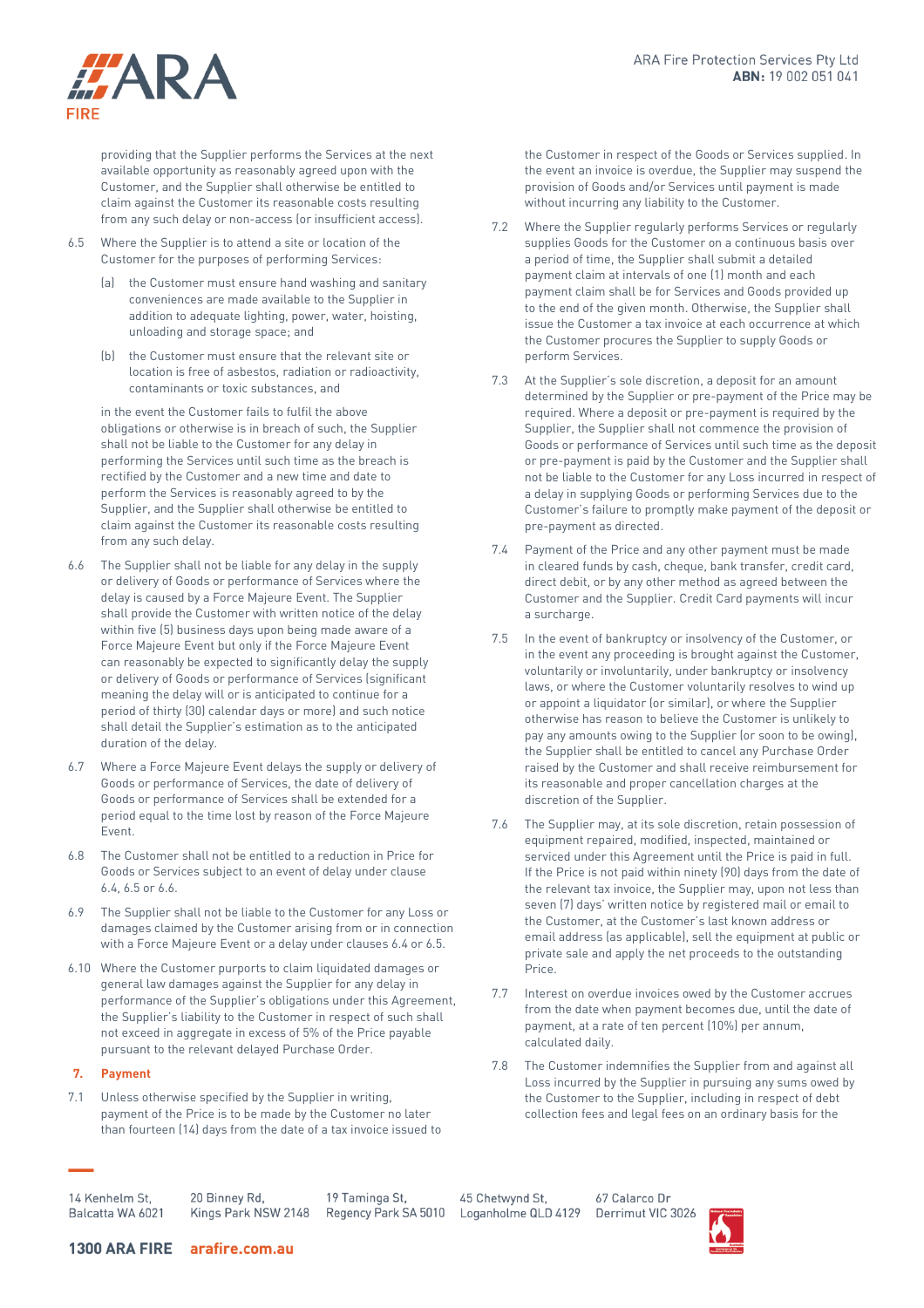providing that the Supplier performs the Services at the next available opportunity as reasonably agreed upon with the Customer, and the Supplier shall otherwise be entitled to claim against the Customer its reasonable costs resulting from any such delay or non-access (or insufficient access).

6.5 Where the Supplier is to attend a site or location of the Customer for the purposes of performing Services:

(a) the Customer must ensure hand washing and sanitary conveniences are made available to the Supplier in addition to adequate lighting, power, water, hoisting, unloading and storage space; and

(b) the Customer must ensure that the relevant site or location is free of asbestos, radiation or radioactivity, contaminants or toxic substances, and

in the event the Customer fails to fulfil the above obligations or otherwise is in breach of such, the Supplier shall not be liable to the Customer for any delay in performing the Services until such time as the breach is rectified by the Customer and a new time and date to perform the Services is reasonably agreed to by the Supplier, and the Supplier shall otherwise be entitled to claim against the Customer its reasonable costs resulting from any such delay.

6.6 The Supplier shall not be liable for any delay in the supply or delivery of Goods or performance of Services where the delay is caused by a Force Majeure Event. The Supplier shall provide the Customer with written notice of the delay within five (5) business days upon being made aware of a Force Majeure Event but only if the Force Majeure Event can reasonably be expected to significantly delay the supply or delivery of Goods or performance of Services (significant meaning the delay will or is anticipated to continue for a period of thirty (30) calendar days or more) and such notice shall detail the Supplier's estimation as to the anticipated duration of the delay.

6.7 Where a Force Majeure Event delays the supply or delivery of Goods or performance of Services, the date of delivery of Goods or performance of Services shall be extended for a period equal to the time lost by reason of the Force Majeure Event.

6.8 The Customer shall not be entitled to a reduction in Price for Goods or Services subject to an event of delay under clause 6.4, 6.5 or 6.6.

6.9 The Supplier shall not be liable to the Customer for any Loss or damages claimed by the Customer arising from or in connection with a Force Majeure Event or a delay under clauses 6.4 or 6.5.

6.10 Where the Customer purports to claim liquidated damages or general law damages against the Supplier for any delay in performance of the Supplier's obligations under this Agreement, the Supplier's liability to the Customer in respect of such shall not exceed in aggregate in excess of 5% of the Price payable pursuant to the relevant delayed Purchase Order.

## 7. Payment

7.1 Unless otherwise specified by the Supplier in writing, payment of the Price is to be made by the Customer no later than fourteen (14) days from the date of a tax invoice issued to the Customer in respect of the Goods or Services supplied. In the event an invoice is overdue, the Supplier may suspend the provision of Goods and/or Services until payment is made without incurring any liability to the Customer.

7.2 Where the Supplier regularly performs Services or regularly supplies Goods for the Customer on a continuous basis over a period of time, the Supplier shall submit a detailed payment claim at intervals of one (1) month and each payment claim shall be for Services and Goods provided up to the end of the given month. Otherwise, the Supplier shall issue the Customer a tax invoice at each occurrence at which the Customer procures the Supplier to supply Goods or perform Services.

7.3 At the Supplier's sole discretion, a deposit for an amount determined by the Supplier or pre-payment of the Price may be required. Where a deposit or pre-payment is required by the Supplier, the Supplier shall not commence the provision of Goods or performance of Services until such time as the deposit or pre-payment is paid by the Customer and the Supplier shall not be liable to the Customer for any Loss incurred in respect of a delay in supplying Goods or performing Services due to the Customer's failure to promptly make payment of the deposit or pre-payment as directed.

7.4 Payment of the Price and any other payment must be made in cleared funds by cash, cheque, bank transfer, credit card, direct debit, or by any other method as agreed between the Customer and the Supplier. Credit Card payments will incur a surcharge.

7.5 In the event of bankruptcy or insolvency of the Customer, or in the event any proceeding is brought against the Customer, voluntarily or involuntarily, under bankruptcy or insolvency laws, or where the Customer voluntarily resolves to wind up or appoint a liquidator (or similar), or where the Supplier otherwise has reason to believe the Customer is unlikely to pay any amounts owing to the Supplier (or soon to be owing), the Supplier shall be entitled to cancel any Purchase Order raised by the Customer and shall receive reimbursement for its reasonable and proper cancellation charges at the discretion of the Supplier.

7.6 The Supplier may, at its sole discretion, retain possession of equipment repaired, modified, inspected, maintained or serviced under this Agreement until the Price is paid in full. If the Price is not paid within ninety (90) days from the date of the relevant tax invoice, the Supplier may, upon not less than seven (7) days' written notice by registered mail or email to the Customer, at the Customer's last known address or email address (as applicable), sell the equipment at public or private sale and apply the net proceeds to the outstanding Price.

7.7 Interest on overdue invoices owed by the Customer accrues from the date when payment becomes due, until the date of payment, at a rate of ten percent (10%) per annum, calculated daily.

7.8 The Customer indemnifies the Supplier from and against all Loss incurred by the Supplier in pursuing any sums owed by the Customer to the Supplier, including in respect of debt collection fees and legal fees on an ordinary basis for the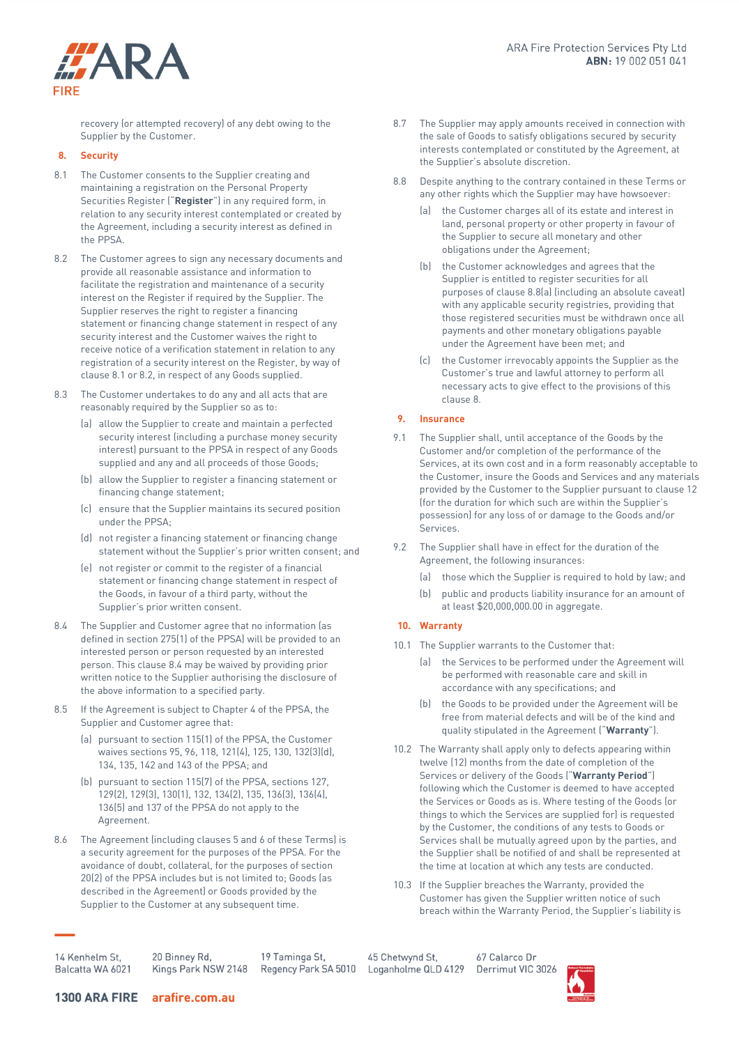recovery (or attempted recovery) of any debt owing to the Supplier by the Customer.

## 8. Security

8.1 The Customer consents to the Supplier creating and maintaining a registration on the Personal Property Securities Register ("**Register**") in any required form, in relation to any security interest contemplated or created by the Agreement, including a security interest as defined in the PPSA.

8.2 The Customer agrees to sign any necessary documents and provide all reasonable assistance and information to facilitate the registration and maintenance of a security interest on the Register if required by the Supplier. The Supplier reserves the right to register a financing statement or financing change statement in respect of any security interest and the Customer waives the right to receive notice of a verification statement in relation to any registration of a security interest on the Register, by way of clause 8.1 or 8.2, in respect of any Goods supplied.

8.3 The Customer undertakes to do any and all acts that are reasonably required by the Supplier so as to:

- (a) allow the Supplier to create and maintain a perfected security interest (including a purchase money security interest) pursuant to the PPSA in respect of any Goods supplied and any and all proceeds of those Goods;
- (b) allow the Supplier to register a financing statement or financing change statement;
- (c) ensure that the Supplier maintains its secured position under the PPSA;
- (d) not register a financing statement or financing change statement without the Supplier's prior written consent; and
- (e) not register or commit to the register of a financial statement or financing change statement in respect of the Goods, in favour of a third party, without the Supplier's prior written consent.

8.4 The Supplier and Customer agree that no information (as defined in section 275(1) of the PPSA) will be provided to an interested person or person requested by an interested person. This clause 8.4 may be waived by providing prior written notice to the Supplier authorising the disclosure of the above information to a specified party.

8.5 If the Agreement is subject to Chapter 4 of the PPSA, the Supplier and Customer agree that:

- (a) pursuant to section 115(1) of the PPSA, the Customer waives sections 95, 96, 118, 121(4), 125, 130, 132(3)(d), 134, 135, 142 and 143 of the PPSA; and
- (b) pursuant to section 115(7) of the PPSA, sections 127, 129(2), 129(3), 130(1), 132, 134(2), 135, 136(3), 136(4), 136(5) and 137 of the PPSA do not apply to the Agreement.

8.6 The Agreement (including clauses 5 and 6 of these Terms) is a security agreement for the purposes of the PPSA. For the avoidance of doubt, collateral, for the purposes of section 20(2) of the PPSA includes but is not limited to; Goods (as described in the Agreement) or Goods provided by the Supplier to the Customer at any subsequent time.

8.7 The Supplier may apply amounts received in connection with the sale of Goods to satisfy obligations secured by security interests contemplated or constituted by the Agreement, at the Supplier's absolute discretion.

8.8 Despite anything to the contrary contained in these Terms or any other rights which the Supplier may have howsoever:

- (a) the Customer charges all of its estate and interest in land, personal property or other property in favour of the Supplier to secure all monetary and other obligations under the Agreement;
- (b) the Customer acknowledges and agrees that the Supplier is entitled to register securities for all purposes of clause 8.8(a) (including an absolute caveat) with any applicable security registries, providing that those registered securities must be withdrawn once all payments and other monetary obligations payable under the Agreement have been met; and
- (c) the Customer irrevocably appoints the Supplier as the Customer's true and lawful attorney to perform all necessary acts to give effect to the provisions of this clause 8.

## 9. Insurance

9.1 The Supplier shall, until acceptance of the Goods by the Customer and/or completion of the performance of the Services, at its own cost and in a form reasonably acceptable to the Customer, insure the Goods and Services and any materials provided by the Customer to the Supplier pursuant to clause 12 (for the duration for which such are within the Supplier's possession) for any loss of or damage to the Goods and/or Services.

9.2 The Supplier shall have in effect for the duration of the Agreement, the following insurances:

- (a) those which the Supplier is required to hold by law; and
- (b) public and products liability insurance for an amount of at least $20,000,000.00 in aggregate.

## 10. Warranty

10.1 The Supplier warrants to the Customer that:

- (a) the Services to be performed under the Agreement will be performed with reasonable care and skill in accordance with any specifications; and
- (b) the Goods to be provided under the Agreement will be free from material defects and will be of the kind and quality stipulated in the Agreement ("**Warranty**").

10.2 The Warranty shall apply only to defects appearing within twelve (12) months from the date of completion of the Services or delivery of the Goods ("**Warranty Period**") following which the Customer is deemed to have accepted the Services or Goods as is. Where testing of the Goods (or things to which the Services are supplied for) is requested by the Customer, the conditions of any tests to Goods or Services shall be mutually agreed upon by the parties, and the Supplier shall be notified of and shall be represented at the time at location at which any tests are conducted.

10.3 If the Supplier breaches the Warranty, provided the Customer has given the Supplier written notice of such breach within the Warranty Period, the Supplier's liability is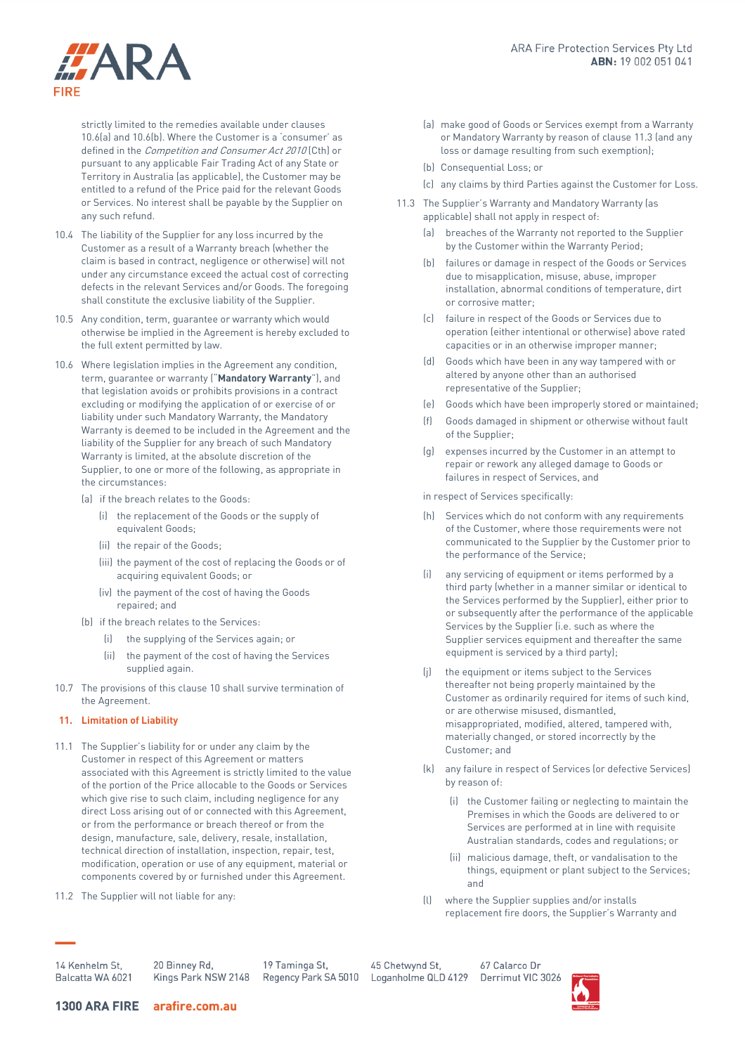strictly limited to the remedies available under clauses 10.6(a) and 10.6(b). Where the Customer is a 'consumer' as defined in the *Competition and Consumer Act 2010* (Cth) or pursuant to any applicable Fair Trading Act of any State or Territory in Australia (as applicable), the Customer may be entitled to a refund of the Price paid for the relevant Goods or Services. No interest shall be payable by the Supplier on any such refund.

10.4 The liability of the Supplier for any loss incurred by the Customer as a result of a Warranty breach (whether the claim is based in contract, negligence or otherwise) will not under any circumstance exceed the actual cost of correcting defects in the relevant Services and/or Goods. The foregoing shall constitute the exclusive liability of the Supplier.

10.5 Any condition, term, guarantee or warranty which would otherwise be implied in the Agreement is hereby excluded to the full extent permitted by law.

10.6 Where legislation implies in the Agreement any condition, term, guarantee or warranty ("**Mandatory Warranty**"), and that legislation avoids or prohibits provisions in a contract excluding or modifying the application of or exercise of or liability under such Mandatory Warranty, the Mandatory Warranty is deemed to be included in the Agreement and the liability of the Supplier for any breach of such Mandatory Warranty is limited, at the absolute discretion of the Supplier, to one or more of the following, as appropriate in the circumstances:

(a) if the breach relates to the Goods:

(i) the replacement of the Goods or the supply of equivalent Goods;

(ii) the repair of the Goods;

(iii) the payment of the cost of replacing the Goods or of acquiring equivalent Goods; or

(iv) the payment of the cost of having the Goods repaired; and

(b) if the breach relates to the Services:

(i) the supplying of the Services again; or

(ii) the payment of the cost of having the Services supplied again.

10.7 The provisions of this clause 10 shall survive termination of the Agreement.

## 11. Limitation of Liability

11.1 The Supplier's liability for or under any claim by the Customer in respect of this Agreement or matters associated with this Agreement is strictly limited to the value of the portion of the Price allocable to the Goods or Services which give rise to such claim, including negligence for any direct Loss arising out of or connected with this Agreement, or from the performance or breach thereof or from the design, manufacture, sale, delivery, resale, installation, technical direction of installation, inspection, repair, test, modification, operation or use of any equipment, material or components covered by or furnished under this Agreement.

11.2 The Supplier will not liable for any:

(a) make good of Goods or Services exempt from a Warranty or Mandatory Warranty by reason of clause 11.3 (and any loss or damage resulting from such exemption);

(b) Consequential Loss; or

(c) any claims by third Parties against the Customer for Loss.

11.3 The Supplier's Warranty and Mandatory Warranty (as applicable) shall not apply in respect of:

(a) breaches of the Warranty not reported to the Supplier by the Customer within the Warranty Period;

(b) failures or damage in respect of the Goods or Services due to misapplication, misuse, abuse, improper installation, abnormal conditions of temperature, dirt or corrosive matter;

(c) failure in respect of the Goods or Services due to operation (either intentional or otherwise) above rated capacities or in an otherwise improper manner;

(d) Goods which have been in any way tampered with or altered by anyone other than an authorised representative of the Supplier;

(e) Goods which have been improperly stored or maintained;

(f) Goods damaged in shipment or otherwise without fault of the Supplier;

(g) expenses incurred by the Customer in an attempt to repair or rework any alleged damage to Goods or failures in respect of Services, and

in respect of Services specifically:

(h) Services which do not conform with any requirements of the Customer, where those requirements were not communicated to the Supplier by the Customer prior to the performance of the Service;

(i) any servicing of equipment or items performed by a third party (whether in a manner similar or identical to the Services performed by the Supplier), either prior to or subsequently after the performance of the applicable Services by the Supplier (i.e. such as where the Supplier services equipment and thereafter the same equipment is serviced by a third party);

(j) the equipment or items subject to the Services thereafter not being properly maintained by the Customer as ordinarily required for items of such kind, or are otherwise misused, dismantled, misappropriated, modified, altered, tampered with, materially changed, or stored incorrectly by the Customer; and

(k) any failure in respect of Services (or defective Services) by reason of:

(i) the Customer failing or neglecting to maintain the Premises in which the Goods are delivered to or Services are performed at in line with requisite Australian standards, codes and regulations; or

(ii) malicious damage, theft, or vandalisation to the things, equipment or plant subject to the Services; and

(l) where the Supplier supplies and/or installs replacement fire doors, the Supplier's Warranty and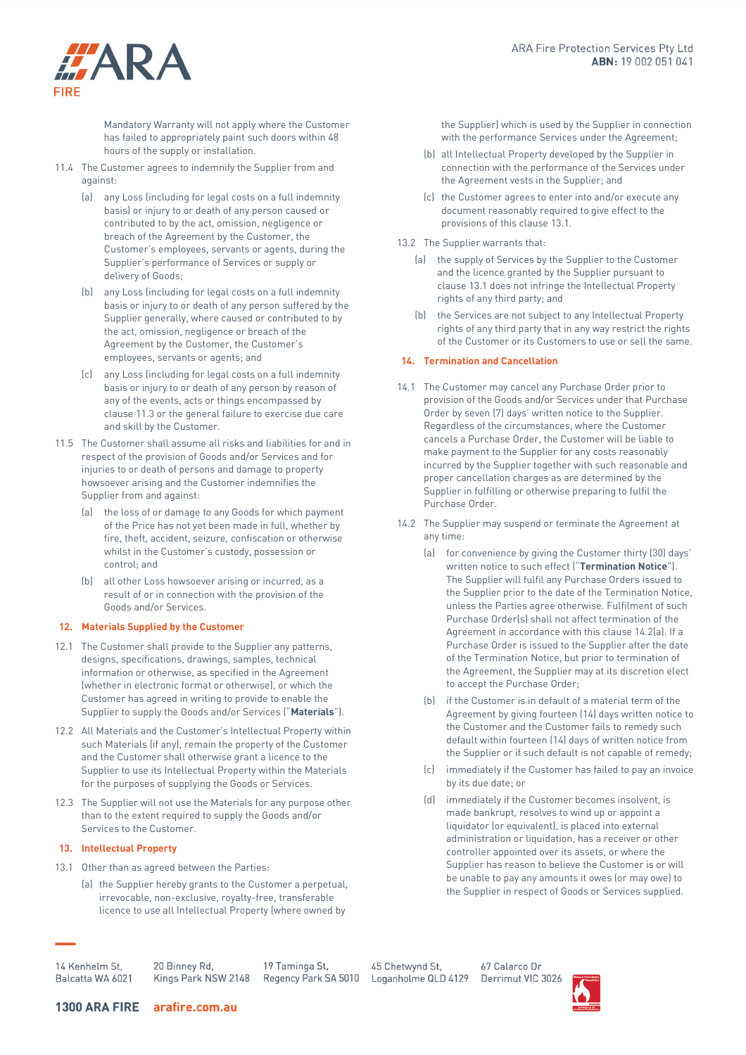Mandatory Warranty will not apply where the Customer has failed to appropriately paint such doors within 48 hours of the supply or installation.

11.4 The Customer agrees to indemnify the Supplier from and against:

(a) any Loss (including for legal costs on a full indemnity basis) or injury to or death of any person caused or contributed to by the act, omission, negligence or breach of the Agreement by the Customer, the Customer's employees, servants or agents, during the Supplier's performance of Services or supply or delivery of Goods;

(b) any Loss (including for legal costs on a full indemnity basis or injury to or death of any person suffered by the Supplier generally, where caused or contributed to by the act, omission, negligence or breach of the Agreement by the Customer, the Customer's employees, servants or agents; and

(c) any Loss (including for legal costs on a full indemnity basis or injury to or death of any person by reason of any of the events, acts or things encompassed by clause 11.3 or the general failure to exercise due care and skill by the Customer.

11.5 The Customer shall assume all risks and liabilities for and in respect of the provision of Goods and/or Services and for injuries to or death of persons and damage to property howsoever arising and the Customer indemnifies the Supplier from and against:

(a) the loss of or damage to any Goods for which payment of the Price has not yet been made in full, whether by fire, theft, accident, seizure, confiscation or otherwise whilst in the Customer's custody, possession or control; and

(b) all other Loss howsoever arising or incurred, as a result of or in connection with the provision of the Goods and/or Services.

## 12. Materials Supplied by the Customer

12.1 The Customer shall provide to the Supplier any patterns, designs, specifications, drawings, samples, technical information or otherwise, as specified in the Agreement (whether in electronic format or otherwise), or which the Customer has agreed in writing to provide to enable the Supplier to supply the Goods and/or Services ("**Materials**").

12.2 All Materials and the Customer's Intellectual Property within such Materials (if any), remain the property of the Customer and the Customer shall otherwise grant a licence to the Supplier to use its Intellectual Property within the Materials for the purposes of supplying the Goods or Services.

12.3 The Supplier will not use the Materials for any purpose other than to the extent required to supply the Goods and/or Services to the Customer.

## 13. Intellectual Property

13.1 Other than as agreed between the Parties:

(a) the Supplier hereby grants to the Customer a perpetual, irrevocable, non-exclusive, royalty-free, transferable licence to use all Intellectual Property (where owned by the Supplier) which is used by the Supplier in connection with the performance Services under the Agreement;

(b) all Intellectual Property developed by the Supplier in connection with the performance of the Services under the Agreement vests in the Supplier; and

(c) the Customer agrees to enter into and/or execute any document reasonably required to give effect to the provisions of this clause 13.1.

13.2 The Supplier warrants that:

(a) the supply of Services by the Supplier to the Customer and the licence granted by the Supplier pursuant to clause 13.1 does not infringe the Intellectual Property rights of any third party; and

(b) the Services are not subject to any Intellectual Property rights of any third party that in any way restrict the rights of the Customer or its Customers to use or sell the same.

## 14. Termination and Cancellation

14.1 The Customer may cancel any Purchase Order prior to provision of the Goods and/or Services under that Purchase Order by seven (7) days' written notice to the Supplier. Regardless of the circumstances, where the Customer cancels a Purchase Order, the Customer will be liable to make payment to the Supplier for any costs reasonably incurred by the Supplier together with such reasonable and proper cancellation charges as are determined by the Supplier in fulfilling or otherwise preparing to fulfil the Purchase Order.

14.2 The Supplier may suspend or terminate the Agreement at any time:

(a) for convenience by giving the Customer thirty (30) days' written notice to such effect ("**Termination Notice**"). The Supplier will fulfil any Purchase Orders issued to the Supplier prior to the date of the Termination Notice, unless the Parties agree otherwise. Fulfilment of such Purchase Order(s) shall not affect termination of the Agreement in accordance with this clause 14.2(a). If a Purchase Order is issued to the Supplier after the date of the Termination Notice, but prior to termination of the Agreement, the Supplier may at its discretion elect to accept the Purchase Order;

(b) if the Customer is in default of a material term of the Agreement by giving fourteen (14) days written notice to the Customer and the Customer fails to remedy such default within fourteen (14) days of written notice from the Supplier or if such default is not capable of remedy;

(c) immediately if the Customer has failed to pay an invoice by its due date; or

(d) immediately if the Customer becomes insolvent, is made bankrupt, resolves to wind up or appoint a liquidator (or equivalent), is placed into external administration or liquidation, has a receiver or other controller appointed over its assets, or where the Supplier has reason to believe the Customer is or will be unable to pay any amounts it owes (or may owe) to the Supplier in respect of Goods or Services supplied.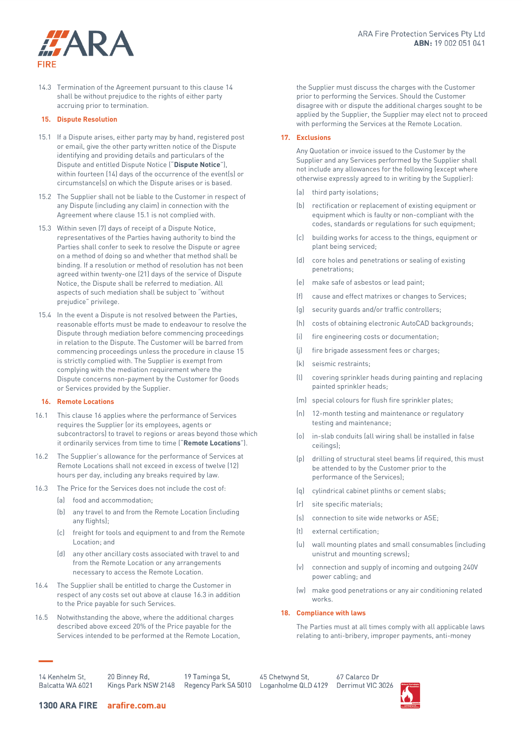14.3 Termination of the Agreement pursuant to this clause 14 shall be without prejudice to the rights of either party accruing prior to termination.

## 15. Dispute Resolution

15.1 If a Dispute arises, either party may by hand, registered post or email, give the other party written notice of the Dispute identifying and providing details and particulars of the Dispute and entitled Dispute Notice ("**Dispute Notice**"), within fourteen (14) days of the occurrence of the event(s) or circumstance(s) on which the Dispute arises or is based.

15.2 The Supplier shall not be liable to the Customer in respect of any Dispute (including any claim) in connection with the Agreement where clause 15.1 is not complied with.

15.3 Within seven (7) days of receipt of a Dispute Notice, representatives of the Parties having authority to bind the Parties shall confer to seek to resolve the Dispute or agree on a method of doing so and whether that method shall be binding. If a resolution or method of resolution has not been agreed within twenty-one (21) days of the service of Dispute Notice, the Dispute shall be referred to mediation. All aspects of such mediation shall be subject to "without prejudice" privilege.

15.4 In the event a Dispute is not resolved between the Parties, reasonable efforts must be made to endeavour to resolve the Dispute through mediation before commencing proceedings in relation to the Dispute. The Customer will be barred from commencing proceedings unless the procedure in clause 15 is strictly complied with. The Supplier is exempt from complying with the mediation requirement where the Dispute concerns non-payment by the Customer for Goods or Services provided by the Supplier.

## 16. Remote Locations

16.1 This clause 16 applies where the performance of Services requires the Supplier (or its employees, agents or subcontractors) to travel to regions or areas beyond those which it ordinarily services from time to time ("**Remote Locations**").

16.2 The Supplier's allowance for the performance of Services at Remote Locations shall not exceed in excess of twelve (12) hours per day, including any breaks required by law.

16.3 The Price for the Services does not include the cost of:

(a) food and accommodation;

(b) any travel to and from the Remote Location (including any flights);

(c) freight for tools and equipment to and from the Remote Location; and

(d) any other ancillary costs associated with travel to and from the Remote Location or any arrangements necessary to access the Remote Location.

16.4 The Supplier shall be entitled to charge the Customer in respect of any costs set out above at clause 16.3 in addition to the Price payable for such Services.

16.5 Notwithstanding the above, where the additional charges described above exceed 20% of the Price payable for the Services intended to be performed at the Remote Location, the Supplier must discuss the charges with the Customer prior to performing the Services. Should the Customer disagree with or dispute the additional charges sought to be applied by the Supplier, the Supplier may elect not to proceed with performing the Services at the Remote Location.

## 17. Exclusions

Any Quotation or invoice issued to the Customer by the Supplier and any Services performed by the Supplier shall not include any allowances for the following (except where otherwise expressly agreed to in writing by the Supplier):

(a) third party isolations;

(b) rectification or replacement of existing equipment or equipment which is faulty or non-compliant with the codes, standards or regulations for such equipment;

(c) building works for access to the things, equipment or plant being serviced;

(d) core holes and penetrations or sealing of existing penetrations;

(e) make safe of asbestos or lead paint;

(f) cause and effect matrixes or changes to Services;

(g) security guards and/or traffic controllers;

(h) costs of obtaining electronic AutoCAD backgrounds;

(i) fire engineering costs or documentation;

(j) fire brigade assessment fees or charges;

(k) seismic restraints;

(l) covering sprinkler heads during painting and replacing painted sprinkler heads;

(m) special colours for flush fire sprinkler plates;

(n) 12-month testing and maintenance or regulatory testing and maintenance;

(o) in-slab conduits (all wiring shall be installed in false ceilings);

(p) drilling of structural steel beams (if required, this must be attended to by the Customer prior to the performance of the Services);

(q) cylindrical cabinet plinths or cement slabs;

(r) site specific materials;

(s) connection to site wide networks or ASE;

(t) external certification;

(u) wall mounting plates and small consumables (including unistrut and mounting screws);

(v) connection and supply of incoming and outgoing 240V power cabling; and

(w) make good penetrations or any air conditioning related works.

## 18. Compliance with laws

The Parties must at all times comply with all applicable laws relating to anti-bribery, improper payments, anti-money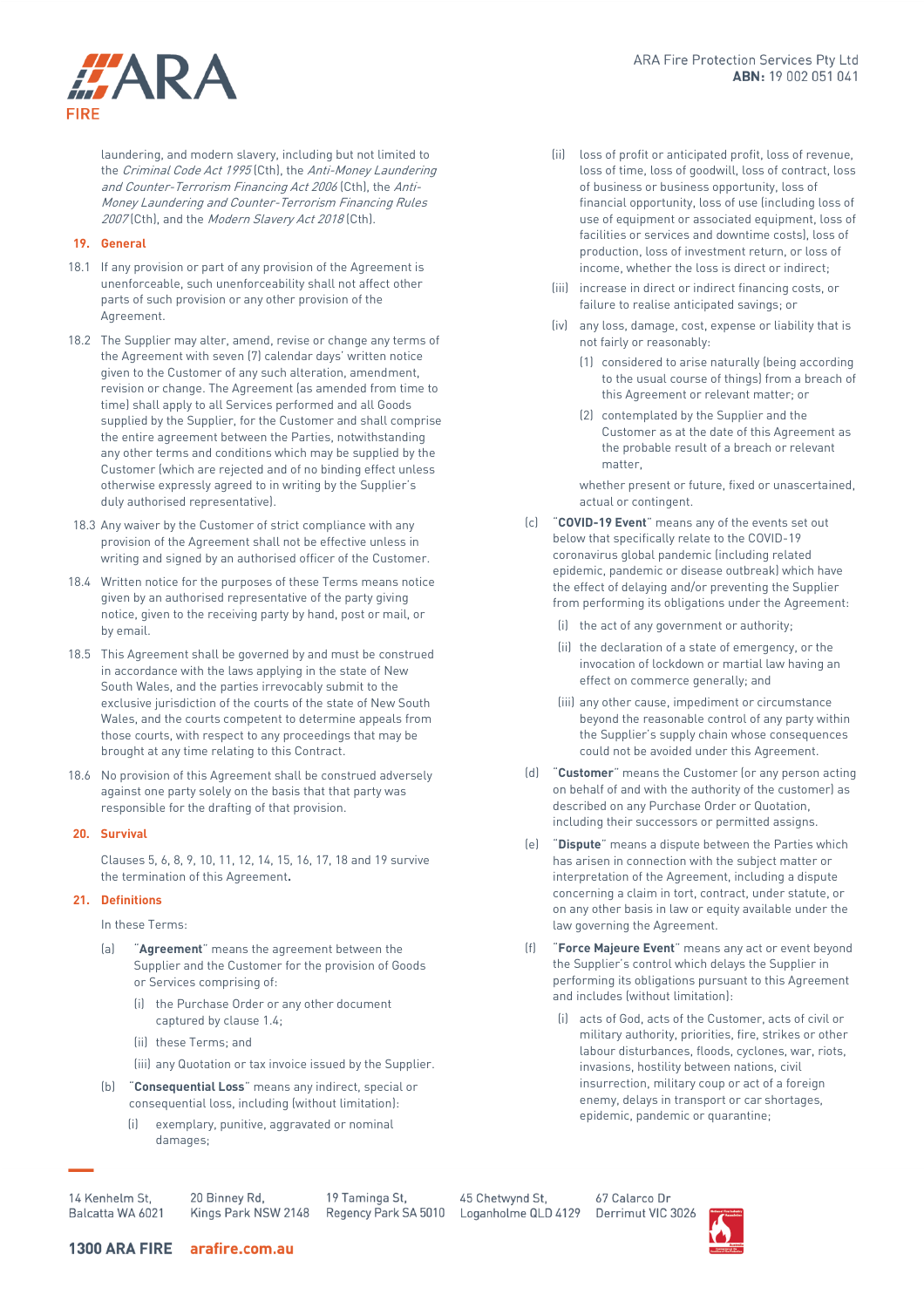laundering, and modern slavery, including but not limited to the *Criminal Code Act 1995* (Cth), the *Anti-Money Laundering and Counter-Terrorism Financing Act 2006* (Cth), the *Anti-Money Laundering and Counter-Terrorism Financing Rules 2007* (Cth), and the *Modern Slavery Act 2018* (Cth).

## 19. General

18.1 If any provision or part of any provision of the Agreement is unenforceable, such unenforceability shall not affect other parts of such provision or any other provision of the Agreement.

18.2 The Supplier may alter, amend, revise or change any terms of the Agreement with seven (7) calendar days' written notice given to the Customer of any such alteration, amendment, revision or change. The Agreement (as amended from time to time) shall apply to all Services performed and all Goods supplied by the Supplier, for the Customer and shall comprise the entire agreement between the Parties, notwithstanding any other terms and conditions which may be supplied by the Customer (which are rejected and of no binding effect unless otherwise expressly agreed to in writing by the Supplier's duly authorised representative).

18.3 Any waiver by the Customer of strict compliance with any provision of the Agreement shall not be effective unless in writing and signed by an authorised officer of the Customer.

18.4 Written notice for the purposes of these Terms means notice given by an authorised representative of the party giving notice, given to the receiving party by hand, post or mail, or by email.

18.5 This Agreement shall be governed by and must be construed in accordance with the laws applying in the state of New South Wales, and the parties irrevocably submit to the exclusive jurisdiction of the courts of the state of New South Wales, and the courts competent to determine appeals from those courts, with respect to any proceedings that may be brought at any time relating to this Contract.

18.6 No provision of this Agreement shall be construed adversely against one party solely on the basis that that party was responsible for the drafting of that provision.

## 20. Survival

Clauses 5, 6, 8, 9, 10, 11, 12, 14, 15, 16, 17, 18 and 19 survive the termination of this Agreement.

## 21. Definitions

In these Terms:

(a) "**Agreement**" means the agreement between the Supplier and the Customer for the provision of Goods or Services comprising of:

  (i) the Purchase Order or any other document captured by clause 1.4;

  (ii) these Terms; and

  (iii) any Quotation or tax invoice issued by the Supplier.

(b) "**Consequential Loss**" means any indirect, special or consequential loss, including (without limitation):

  (i) exemplary, punitive, aggravated or nominal damages;

  (ii) loss of profit or anticipated profit, loss of revenue, loss of time, loss of goodwill, loss of contract, loss of business or business opportunity, loss of financial opportunity, loss of use (including loss of use of equipment or associated equipment, loss of facilities or services and downtime costs), loss of production, loss of investment return, or loss of income, whether the loss is direct or indirect;

  (iii) increase in direct or indirect financing costs, or failure to realise anticipated savings; or

  (iv) any loss, damage, cost, expense or liability that is not fairly or reasonably:

    (1) considered to arise naturally (being according to the usual course of things) from a breach of this Agreement or relevant matter; or

    (2) contemplated by the Supplier and the Customer as at the date of this Agreement as the probable result of a breach or relevant matter,

  whether present or future, fixed or unascertained, actual or contingent.

(c) "**COVID-19 Event**" means any of the events set out below that specifically relate to the COVID-19 coronavirus global pandemic (including related epidemic, pandemic or disease outbreak) which have the effect of delaying and/or preventing the Supplier from performing its obligations under the Agreement:

  (i) the act of any government or authority;

  (ii) the declaration of a state of emergency, or the invocation of lockdown or martial law having an effect on commerce generally; and

  (iii) any other cause, impediment or circumstance beyond the reasonable control of any party within the Supplier's supply chain whose consequences could not be avoided under this Agreement.

(d) "**Customer**" means the Customer (or any person acting on behalf of and with the authority of the customer) as described on any Purchase Order or Quotation, including their successors or permitted assigns.

(e) "**Dispute**" means a dispute between the Parties which has arisen in connection with the subject matter or interpretation of the Agreement, including a dispute concerning a claim in tort, contract, under statute, or on any other basis in law or equity available under the law governing the Agreement.

(f) "**Force Majeure Event**" means any act or event beyond the Supplier's control which delays the Supplier in performing its obligations pursuant to this Agreement and includes (without limitation):

  (i) acts of God, acts of the Customer, acts of civil or military authority, priorities, fire, strikes or other labour disturbances, floods, cyclones, war, riots, invasions, hostility between nations, civil insurrection, military coup or act of a foreign enemy, delays in transport or car shortages, epidemic, pandemic or quarantine;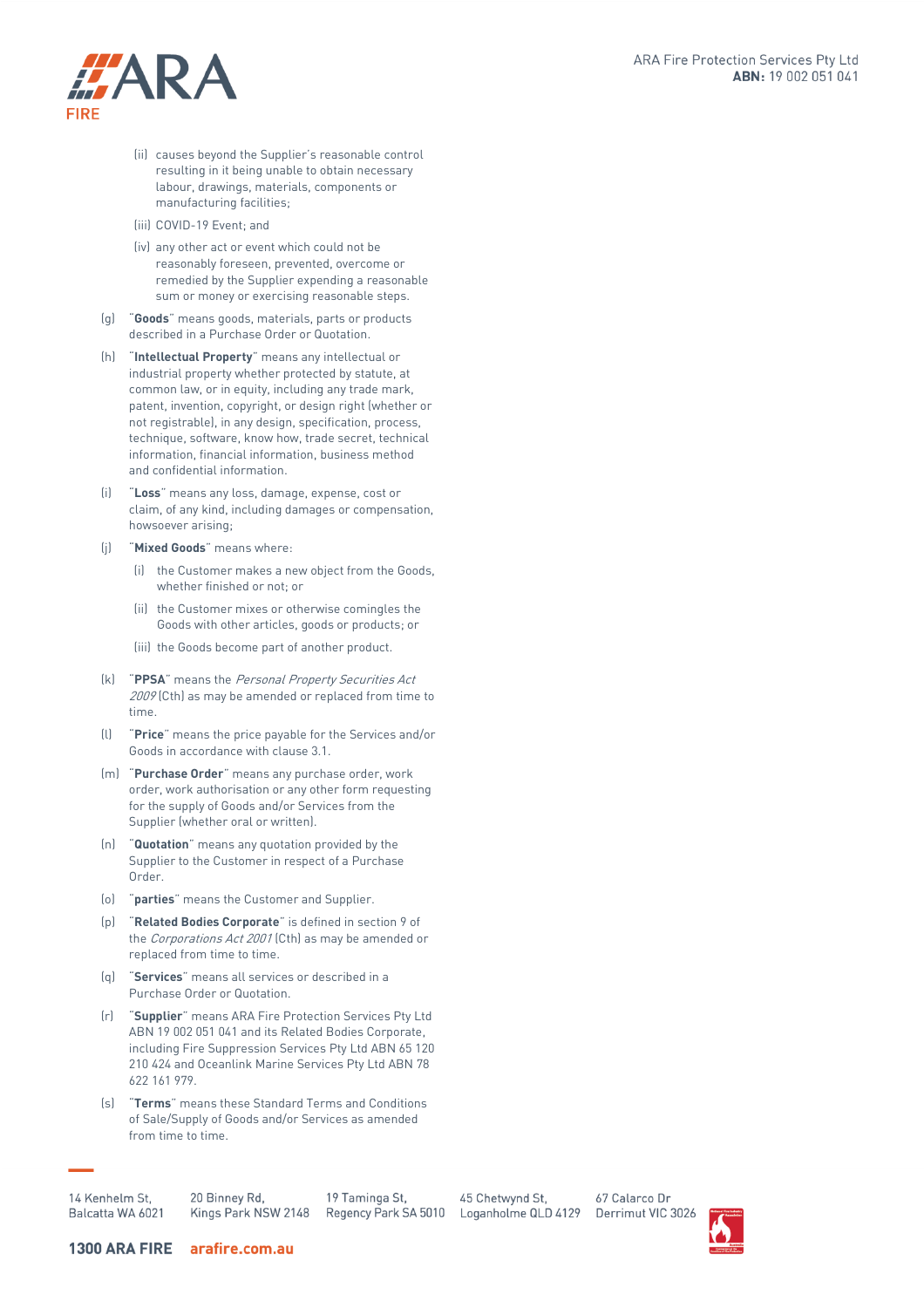(ii) causes beyond the Supplier's reasonable control resulting in it being unable to obtain necessary labour, drawings, materials, components or manufacturing facilities;

(iii) COVID-19 Event; and

(iv) any other act or event which could not be reasonably foreseen, prevented, overcome or remedied by the Supplier expending a reasonable sum or money or exercising reasonable steps.

(g) "**Goods**" means goods, materials, parts or products described in a Purchase Order or Quotation.

(h) "**Intellectual Property**" means any intellectual or industrial property whether protected by statute, at common law, or in equity, including any trade mark, patent, invention, copyright, or design right (whether or not registrable), in any design, specification, process, technique, software, know how, trade secret, technical information, financial information, business method and confidential information.

(i) "**Loss**" means any loss, damage, expense, cost or claim, of any kind, including damages or compensation, howsoever arising;

(j) "**Mixed Goods**" means where:

(i) the Customer makes a new object from the Goods, whether finished or not; or

(ii) the Customer mixes or otherwise comingles the Goods with other articles, goods or products; or

(iii) the Goods become part of another product.

(k) "**PPSA**" means the *Personal Property Securities Act 2009* (Cth) as may be amended or replaced from time to time.

(l) "**Price**" means the price payable for the Services and/or Goods in accordance with clause 3.1.

(m) "**Purchase Order**" means any purchase order, work order, work authorisation or any other form requesting for the supply of Goods and/or Services from the Supplier (whether oral or written).

(n) "**Quotation**" means any quotation provided by the Supplier to the Customer in respect of a Purchase Order.

(o) "**parties**" means the Customer and Supplier.

(p) "**Related Bodies Corporate**" is defined in section 9 of the *Corporations Act 2001* (Cth) as may be amended or replaced from time to time.

(q) "**Services**" means all services or described in a Purchase Order or Quotation.

(r) "**Supplier**" means ARA Fire Protection Services Pty Ltd ABN 19 002 051 041 and its Related Bodies Corporate, including Fire Suppression Services Pty Ltd ABN 65 120 210 424 and Oceanlink Marine Services Pty Ltd ABN 78 622 161 979.

(s) "**Terms**" means these Standard Terms and Conditions of Sale/Supply of Goods and/or Services as amended from time to time.